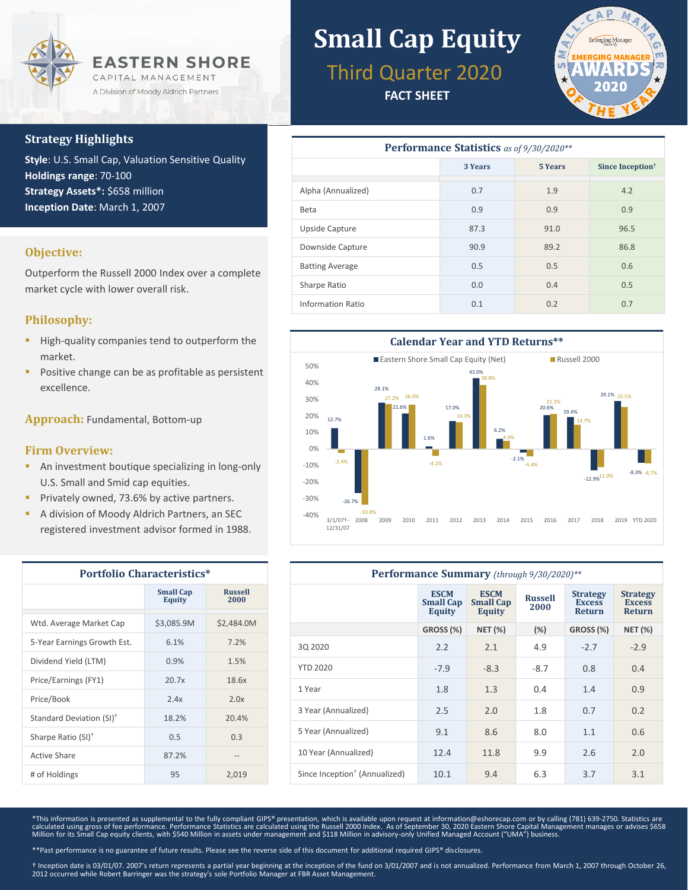# Small Cap Equity

## Third Quarter 2020

**FACT SHEET**

EASTERN SHORE CAPITAL MANAGEMENT
A Division of Moody Aldrich Partners

Emerging Manager Awards 2020 — Small Cap Manager of the Year

### Strategy Highlights

**Style**: U.S. Small Cap, Valuation Sensitive Quality
**Holdings range**: 70-100
**Strategy Assets*:** $658 million
**Inception Date**: March 1, 2007

### Objective:

Outperform the Russell 2000 Index over a complete market cycle with lower overall risk.

### Philosophy:

- High-quality companies tend to outperform the market.
- Positive change can be as profitable as persistent excellence.

**Approach:** Fundamental, Bottom-up

### Firm Overview:

- An investment boutique specializing in long-only U.S. Small and Smid cap equities.
- Privately owned, 73.6% by active partners.
- A division of Moody Aldrich Partners, an SEC registered investment advisor formed in 1988.

### Portfolio Characteristics*

| | Small Cap Equity | Russell 2000 |
|---|---|---|
| Wtd. Average Market Cap | $3,085.9M | $2,484.0M |
| 5-Year Earnings Growth Est. | 6.1% | 7.2% |
| Dividend Yield (LTM) | 0.9% | 1.5% |
| Price/Earnings (FY1) | 20.7x | 18.6x |
| Price/Book | 2.4x | 2.0x |
| Standard Deviation (SI)† | 18.2% | 20.4% |
| Sharpe Ratio (SI)† | 0.5 | 0.3 |
| Active Share | 87.2% | -- |
| # of Holdings | 95 | 2,019 |

### Performance Statistics *as of 9/30/2020***

| | 3 Years | 5 Years | Since Inception† |
|---|---|---|---|
| Alpha (Annualized) | 0.7 | 1.9 | 4.2 |
| Beta | 0.9 | 0.9 | 0.9 |
| Upside Capture | 87.3 | 91.0 | 96.5 |
| Downside Capture | 90.9 | 89.2 | 86.8 |
| Batting Average | 0.5 | 0.5 | 0.6 |
| Sharpe Ratio | 0.0 | 0.4 | 0.5 |
| Information Ratio | 0.1 | 0.2 | 0.7 |

### Calendar Year and YTD Returns**

| Period | Eastern Shore Small Cap Equity (Net) | Russell 2000 |
|---|---|---|
| 3/1/07†-12/31/07 | 12.7% | -2.4% |
| 2008 | -26.7% | -33.8% |
| 2009 | 28.1% | 27.2% |
| 2010 | 21.6% | 26.9% |
| 2011 | 1.6% | -4.2% |
| 2012 | 17.0% | 16.3% |
| 2013 | 43.0% | 38.8% |
| 2014 | 6.2% | 4.9% |
| 2015 | -2.1% | -4.4% |
| 2016 | 20.6% | 21.3% |
| 2017 | 19.4% | 14.7% |
| 2018 | -12.9% | -11.0% |
| 2019 | 29.1% | 25.5% |
| YTD 2020 | -8.3% | -8.7% |

### Performance Summary *(through 9/30/2020)***

| | ESCM Small Cap Equity | ESCM Small Cap Equity | Russell 2000 | Strategy Excess Return | Strategy Excess Return |
|---|---|---|---|---|---|
| | GROSS (%) | NET (%) | (%) | GROSS (%) | NET (%) |
| 3Q 2020 | 2.2 | 2.1 | 4.9 | -2.7 | -2.9 |
| YTD 2020 | -7.9 | -8.3 | -8.7 | 0.8 | 0.4 |
| 1 Year | 1.8 | 1.3 | 0.4 | 1.4 | 0.9 |
| 3 Year (Annualized) | 2.5 | 2.0 | 1.8 | 0.7 | 0.2 |
| 5 Year (Annualized) | 9.1 | 8.6 | 8.0 | 1.1 | 0.6 |
| 10 Year (Annualized) | 12.4 | 11.8 | 9.9 | 2.6 | 2.0 |
| Since Inception† (Annualized) | 10.1 | 9.4 | 6.3 | 3.7 | 3.1 |

*This information is presented as supplemental to the fully compliant GIPS® presentation, which is available upon request at information@eshorecap.com or by calling (781) 639-2750. Statistics are calculated using gross of fee performance. Performance Statistics are calculated using the Russell 2000 Index. As of September 30, 2020 Eastern Shore Capital Management manages or advises $658 Million for its Small Cap equity clients, with $540 Million in assets under management and $118 Million in advisory-only Unified Managed Account ("UMA") business.

**Past performance is no guarantee of future results. Please see the reverse side of this document for additional required GIPS® disclosures.

† Inception date is 03/01/07. 2007's return represents a partial year beginning at the inception of the fund on 3/01/2007 and is not annualized. Performance from March 1, 2007 through October 26, 2012 occurred while Robert Barringer was the strategy's sole Portfolio Manager at FBR Asset Management.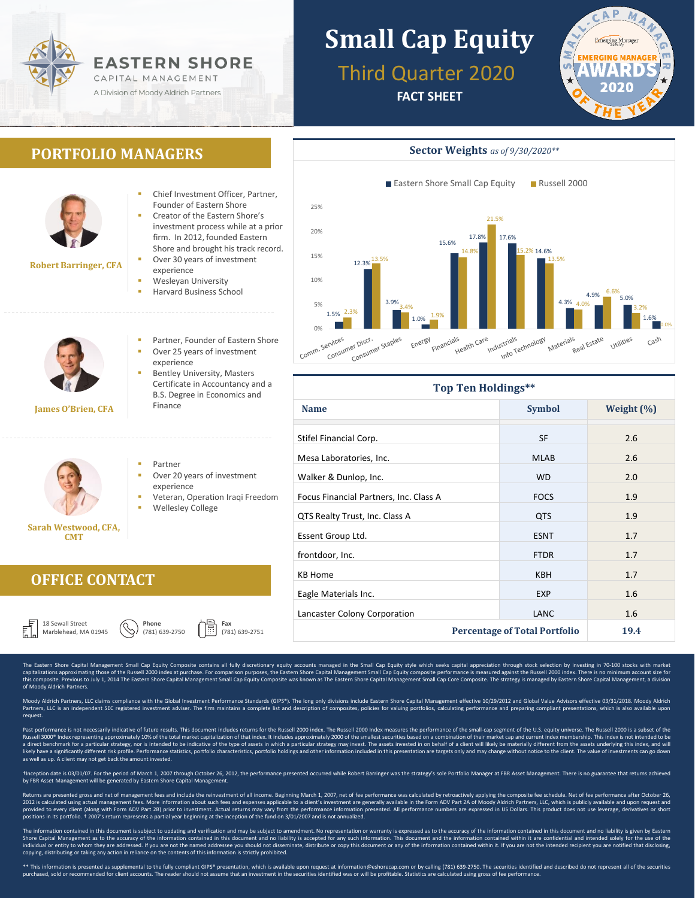EASTERN SHORE
CAPITAL MANAGEMENT
A Division of Moody Aldrich Partners

# Small Cap Equity

## Third Quarter 2020

**FACT SHEET**

SMALL CAP MANAGER OF THE YEAR
Emerging Manager
EMERGING MANAGER AWARDS 2020

## PORTFOLIO MANAGERS

**Robert Barringer, CFA**

- Chief Investment Officer, Partner, Founder of Eastern Shore
- Creator of the Eastern Shore's investment process while at a prior firm. In 2012, founded Eastern Shore and brought his track record.
- Over 30 years of investment experience
- Wesleyan University
- Harvard Business School

**James O'Brien, CFA**

- Partner, Founder of Eastern Shore
- Over 25 years of investment experience
- Bentley University, Masters Certificate in Accountancy and a B.S. Degree in Economics and Finance

**Sarah Westwood, CFA, CMT**

- Partner
- Over 20 years of investment experience
- Veteran, Operation Iraqi Freedom
- Wellesley College

## OFFICE CONTACT

18 Sewall Street
Marblehead, MA 01945

Phone
(781) 639-2750

Fax
(781) 639-2751

## Sector Weights *as of 9/30/2020***

Eastern Shore Small Cap Equity
Russell 2000

25%
20%
15%
10%
5%
0%

Comm. Services 1.5% 2.3%
Consumer Discr. 12.3% 13.5%
Consumer Staples 3.9% 3.4%
Energy 1.0% 1.9%
Financials 15.6% 14.8%
Health Care 17.8% 21.5%
Industrials 17.6% 15.2%
Info Technology 14.6% 13.5%
Materials 4.3% 4.0%
Real Estate 4.9% 6.6%
Utilities 5.0% 3.2%
Cash 1.6% 0.0%

## Top Ten Holdings**

| Name | Symbol | Weight (%) |
|---|---|---|
| Stifel Financial Corp. | SF | 2.6 |
| Mesa Laboratories, Inc. | MLAB | 2.6 |
| Walker & Dunlop, Inc. | WD | 2.0 |
| Focus Financial Partners, Inc. Class A | FOCS | 1.9 |
| QTS Realty Trust, Inc. Class A | QTS | 1.9 |
| Essent Group Ltd. | ESNT | 1.7 |
| frontdoor, Inc. | FTDR | 1.7 |
| KB Home | KBH | 1.7 |
| Eagle Materials Inc. | EXP | 1.6 |
| Lancaster Colony Corporation | LANC | 1.6 |
| **Percentage of Total Portfolio** | | **19.4** |

The Eastern Shore Capital Management Small Cap Equity Composite contains all fully discretionary equity accounts managed in the Small Cap Equity style which seeks capital appreciation through stock selection by investing in 70-100 stocks with market capitalizations approximating those of the Russell 2000 index at purchase. For comparison purposes, the Eastern Shore Capital Management Small Cap Equity composite performance is measured against the Russell 2000 index. There is no minimum account size for this composite. Previous to July 1, 2014 The Eastern Shore Capital Management Small Cap Equity Composite was known as The Eastern Shore Capital Management Small Cap Core Composite. The strategy is managed by Eastern Shore Capital Management, a division of Moody Aldrich Partners.

Moody Aldrich Partners, LLC claims compliance with the Global Investment Performance Standards (GIPS®). The long only divisions include Eastern Shore Capital Management effective 10/29/2012 and Global Value Advisors effective 03/31/2018. Moody Aldrich Partners, LLC is an independent SEC registered investment adviser. The firm maintains a complete list and description of composites, policies for valuing portfolios, calculating performance and preparing compliant presentations, which is also available upon request.

Past performance is not necessarily indicative of future results. This document includes returns for the Russell 2000 index. The Russell 2000 Index measures the performance of the small-cap segment of the U.S. equity universe. The Russell 2000 is a subset of the Russell 3000® Index representing approximately 10% of the total market capitalization of that index. It includes approximately 2000 of the smallest securities based on a combination of their market cap and current index membership. This index is not intended to be a direct benchmark for a particular strategy, nor is intended to be indicative of the type of assets in which a particular strategy may invest. The assets invested in on behalf of a client will likely be materially different from the assets underlying this index, and will likely have a significantly different risk profile. Performance statistics, portfolio characteristics, portfolio holdings and other information included in this presentation are targets only and may change without notice to the client. The value of investments can go down as well as up. A client may not get back the amount invested.

†Inception date is 03/01/07. For the period of March 1, 2007 through October 26, 2012, the performance presented occurred while Robert Barringer was the strategy's sole Portfolio Manager at FBR Asset Management. There is no guarantee that returns achieved by FBR Asset Management will be generated by Eastern Shore Capital Management.

Returns are presented gross and net of management fees and include the reinvestment of all income. Beginning March 1, 2007, net of fee performance was calculated by retroactively applying the composite fee schedule. Net of fee performance after October 26, 2012 is calculated using actual management fees. More information about such fees and expenses applicable to a client's investment are generally available in the Form ADV Part 2A of Moody Aldrich Partners, LLC, which is publicly available and upon request and provided to every client (along with Form ADV Part 2B) prior to investment. Actual returns may vary from the performance information presented. All performance numbers are expressed in US Dollars. This product does not use leverage, derivatives or short positions in its portfolio. † 2007's return represents a partial year beginning at the inception of the fund on 3/01/2007 and is not annualized.

The information contained in this document is subject to updating and verification and may be subject to amendment. No representation or warranty is expressed as to the accuracy of the information contained in this document and no liability is given by Eastern Shore Capital Management as to the accuracy of the information contained in this document and no liability is accepted for any such information. This document and the information contained within it are confidential and intended solely for the use of the individual or entity to whom they are addressed. If you are not the named addressee you should not disseminate, distribute or copy this document or any of the information contained within it. If you are not the intended recipient you are notified that disclosing, copying, distributing or taking any action in reliance on the contents of this information is strictly prohibited.

** This information is presented as supplemental to the fully compliant GIPS® presentation, which is available upon request at information@eshorecap.com or by calling (781) 639-2750. The securities identified and described do not represent all of the securities purchased, sold or recommended for client accounts. The reader should not assume that an investment in the securities identified was or will be profitable. Statistics are calculated using gross of fee performance.